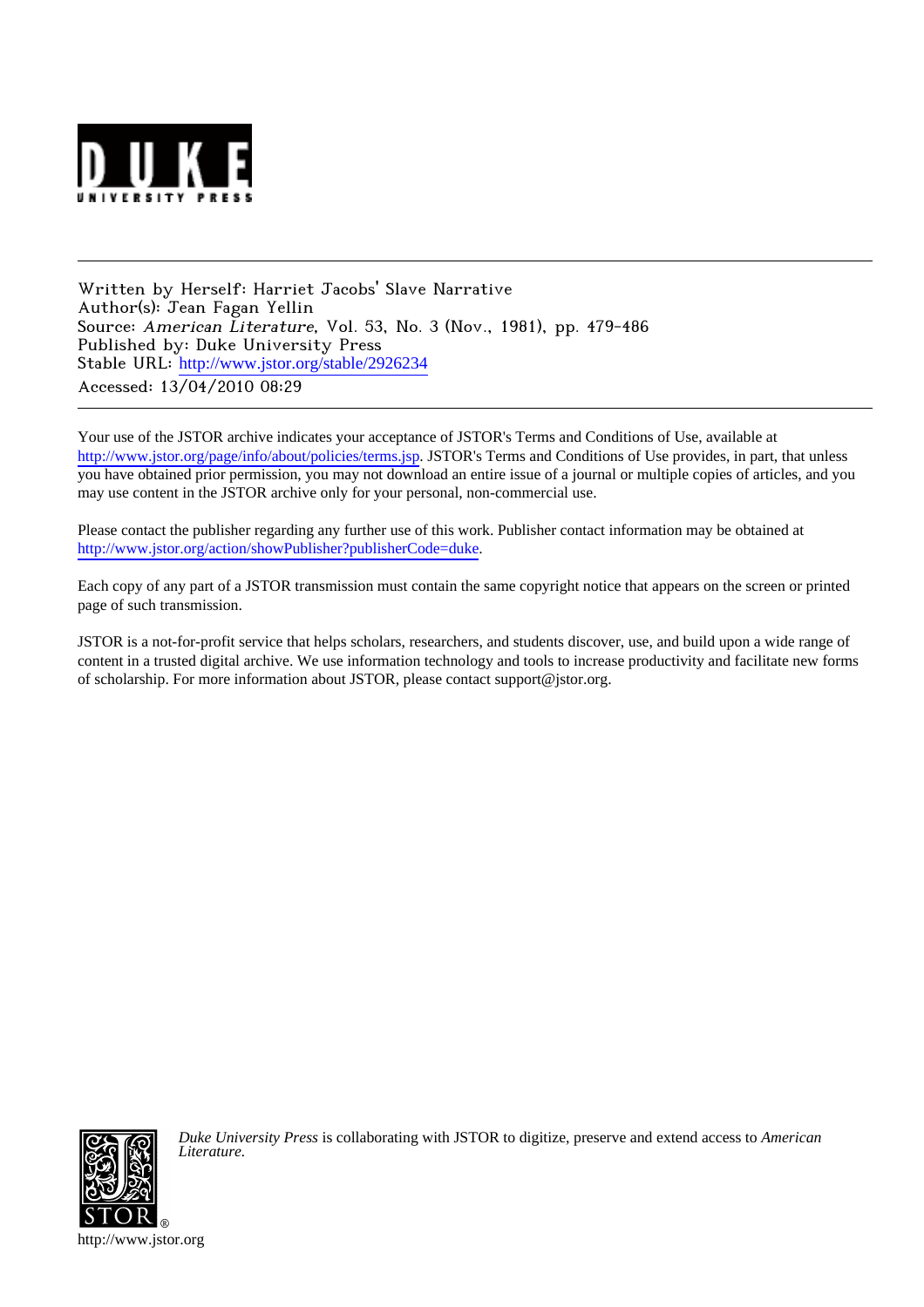DUKE

UNIVERSITY PRESS

---

Written by Herself: Harriet Jacobs' Slave Narrative
Author(s): Jean Fagan Yellin
Source: *American Literature*, Vol. 53, No. 3 (Nov., 1981), pp. 479-486
Published by: Duke University Press
Stable URL: http://www.jstor.org/stable/2926234
Accessed: 13/04/2010 08:29

---

Your use of the JSTOR archive indicates your acceptance of JSTOR's Terms and Conditions of Use, available at http://www.jstor.org/page/info/about/policies/terms.jsp. JSTOR's Terms and Conditions of Use provides, in part, that unless you have obtained prior permission, you may not download an entire issue of a journal or multiple copies of articles, and you may use content in the JSTOR archive only for your personal, non-commercial use.

Please contact the publisher regarding any further use of this work. Publisher contact information may be obtained at http://www.jstor.org/action/showPublisher?publisherCode=duke.

Each copy of any part of a JSTOR transmission must contain the same copyright notice that appears on the screen or printed page of such transmission.

JSTOR is a not-for-profit service that helps scholars, researchers, and students discover, use, and build upon a wide range of content in a trusted digital archive. We use information technology and tools to increase productivity and facilitate new forms of scholarship. For more information about JSTOR, please contact support@jstor.org.

*Duke University Press* is collaborating with JSTOR to digitize, preserve and extend access to *American Literature.*

http://www.jstor.org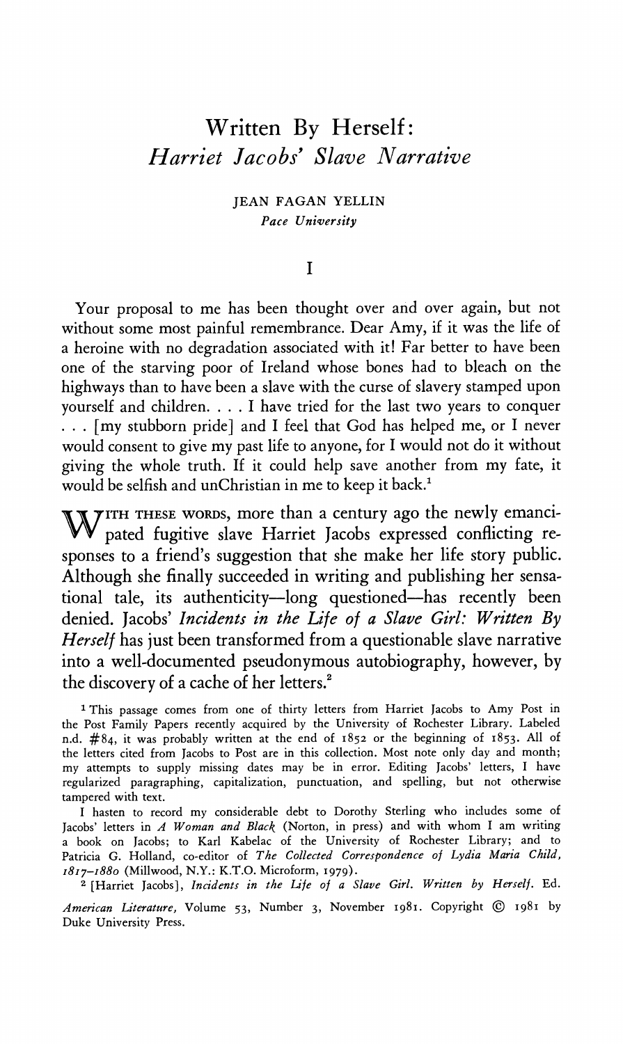# Written By Herself: *Harriet Jacobs' Slave Narrative*

JEAN FAGAN YELLIN
*Pace University*

## I

Your proposal to me has been thought over and over again, but not without some most painful remembrance. Dear Amy, if it was the life of a heroine with no degradation associated with it! Far better to have been one of the starving poor of Ireland whose bones had to bleach on the highways than to have been a slave with the curse of slavery stamped upon yourself and children. . . . I have tried for the last two years to conquer . . . [my stubborn pride] and I feel that God has helped me, or I never would consent to give my past life to anyone, for I would not do it without giving the whole truth. If it could help save another from my fate, it would be selfish and unChristian in me to keep it back.[1]

WITH THESE WORDS, more than a century ago the newly emancipated fugitive slave Harriet Jacobs expressed conflicting responses to a friend's suggestion that she make her life story public. Although she finally succeeded in writing and publishing her sensational tale, its authenticity—long questioned—has recently been denied. Jacobs' *Incidents in the Life of a Slave Girl: Written By Herself* has just been transformed from a questionable slave narrative into a well-documented pseudonymous autobiography, however, by the discovery of a cache of her letters.[2]

[1] This passage comes from one of thirty letters from Harriet Jacobs to Amy Post in the Post Family Papers recently acquired by the University of Rochester Library. Labeled n.d. #84, it was probably written at the end of 1852 or the beginning of 1853. All of the letters cited from Jacobs to Post are in this collection. Most note only day and month; my attempts to supply missing dates may be in error. Editing Jacobs' letters, I have regularized paragraphing, capitalization, punctuation, and spelling, but not otherwise tampered with text.

I hasten to record my considerable debt to Dorothy Sterling who includes some of Jacobs' letters in *A Woman and Black* (Norton, in press) and with whom I am writing a book on Jacobs; to Karl Kabelac of the University of Rochester Library; and to Patricia G. Holland, co-editor of *The Collected Correspondence of Lydia Maria Child, 1817–1880* (Millwood, N.Y.: K.T.O. Microform, 1979).

[2] [Harriet Jacobs], *Incidents in the Life of a Slave Girl. Written by Herself.* Ed.

*American Literature*, Volume 53, Number 3, November 1981. Copyright © 1981 by Duke University Press.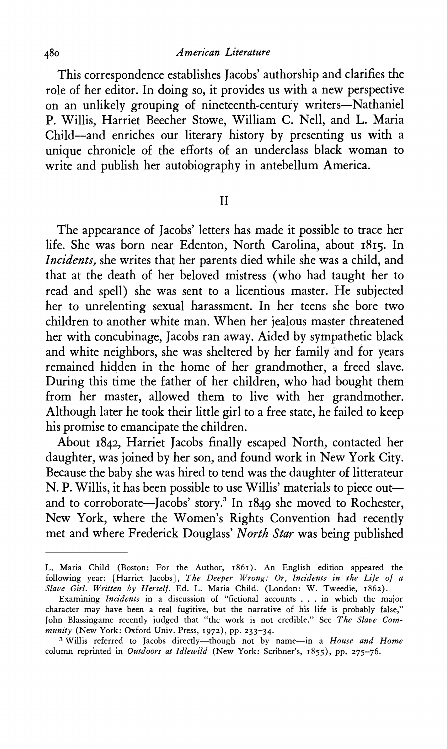This correspondence establishes Jacobs' authorship and clarifies the role of her editor. In doing so, it provides us with a new perspective on an unlikely grouping of nineteenth-century writers—Nathaniel P. Willis, Harriet Beecher Stowe, William C. Nell, and L. Maria Child—and enriches our literary history by presenting us with a unique chronicle of the efforts of an underclass black woman to write and publish her autobiography in antebellum America.

## II

The appearance of Jacobs' letters has made it possible to trace her life. She was born near Edenton, North Carolina, about 1815. In *Incidents,* she writes that her parents died while she was a child, and that at the death of her beloved mistress (who had taught her to read and spell) she was sent to a licentious master. He subjected her to unrelenting sexual harassment. In her teens she bore two children to another white man. When her jealous master threatened her with concubinage, Jacobs ran away. Aided by sympathetic black and white neighbors, she was sheltered by her family and for years remained hidden in the home of her grandmother, a freed slave. During this time the father of her children, who had bought them from her master, allowed them to live with her grandmother. Although later he took their little girl to a free state, he failed to keep his promise to emancipate the children.

About 1842, Harriet Jacobs finally escaped North, contacted her daughter, was joined by her son, and found work in New York City. Because the baby she was hired to tend was the daughter of litterateur N. P. Willis, it has been possible to use Willis' materials to piece out—and to corroborate—Jacobs' story.[3] In 1849 she moved to Rochester, New York, where the Women's Rights Convention had recently met and where Frederick Douglass' *North Star* was being published

---

L. Maria Child (Boston: For the Author, 1861). An English edition appeared the following year: [Harriet Jacobs], *The Deeper Wrong: Or, Incidents in the Life of a Slave Girl. Written by Herself.* Ed. L. Maria Child. (London: W. Tweedie, 1862).

Examining *Incidents* in a discussion of "fictional accounts . . . in which the major character may have been a real fugitive, but the narrative of his life is probably false," John Blassingame recently judged that "the work is not credible." See *The Slave Community* (New York: Oxford Univ. Press, 1972), pp. 233–34.

[3] Willis referred to Jacobs directly—though not by name—in a *House and Home* column reprinted in *Outdoors at Idlewild* (New York: Scribner's, 1855), pp. 275–76.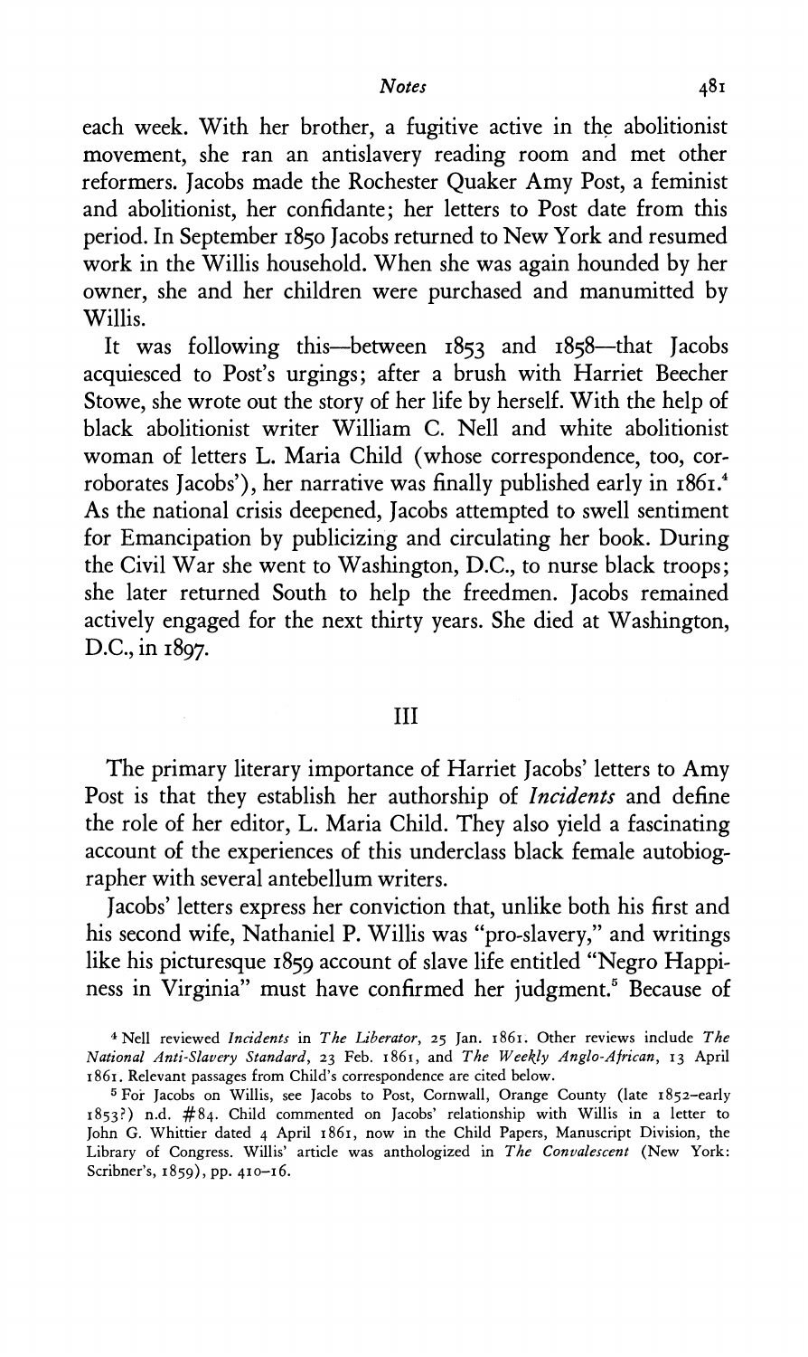each week. With her brother, a fugitive active in the abolitionist movement, she ran an antislavery reading room and met other reformers. Jacobs made the Rochester Quaker Amy Post, a feminist and abolitionist, her confidante; her letters to Post date from this period. In September 1850 Jacobs returned to New York and resumed work in the Willis household. When she was again hounded by her owner, she and her children were purchased and manumitted by Willis.

It was following this—between 1853 and 1858—that Jacobs acquiesced to Post's urgings; after a brush with Harriet Beecher Stowe, she wrote out the story of her life by herself. With the help of black abolitionist writer William C. Nell and white abolitionist woman of letters L. Maria Child (whose correspondence, too, corroborates Jacobs'), her narrative was finally published early in 1861.[4] As the national crisis deepened, Jacobs attempted to swell sentiment for Emancipation by publicizing and circulating her book. During the Civil War she went to Washington, D.C., to nurse black troops; she later returned South to help the freedmen. Jacobs remained actively engaged for the next thirty years. She died at Washington, D.C., in 1897.

## III

The primary literary importance of Harriet Jacobs' letters to Amy Post is that they establish her authorship of *Incidents* and define the role of her editor, L. Maria Child. They also yield a fascinating account of the experiences of this underclass black female autobiographer with several antebellum writers.

Jacobs' letters express her conviction that, unlike both his first and his second wife, Nathaniel P. Willis was "pro-slavery," and writings like his picturesque 1859 account of slave life entitled "Negro Happiness in Virginia" must have confirmed her judgment.[5] Because of

---

[4] Nell reviewed *Incidents* in *The Liberator*, 25 Jan. 1861. Other reviews include *The National Anti-Slavery Standard*, 23 Feb. 1861, and *The Weekly Anglo-African*, 13 April 1861. Relevant passages from Child's correspondence are cited below.

[5] For Jacobs on Willis, see Jacobs to Post, Cornwall, Orange County (late 1852–early 1853?) n.d. #84. Child commented on Jacobs' relationship with Willis in a letter to John G. Whittier dated 4 April 1861, now in the Child Papers, Manuscript Division, the Library of Congress. Willis' article was anthologized in *The Convalescent* (New York: Scribner's, 1859), pp. 410–16.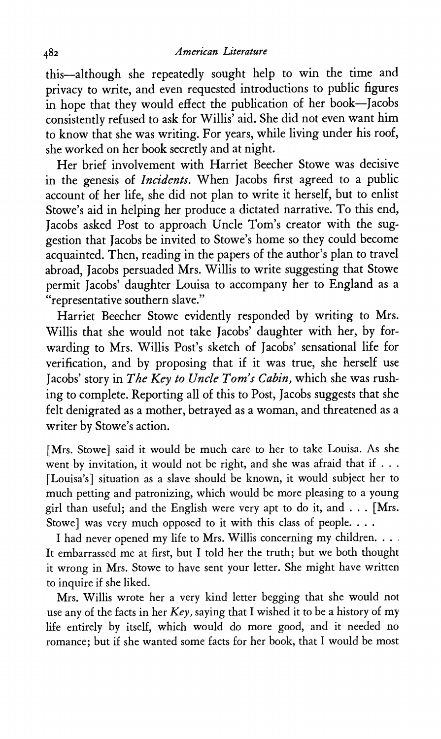this—although she repeatedly sought help to win the time and privacy to write, and even requested introductions to public figures in hope that they would effect the publication of her book—Jacobs consistently refused to ask for Willis' aid. She did not even want him to know that she was writing. For years, while living under his roof, she worked on her book secretly and at night.

Her brief involvement with Harriet Beecher Stowe was decisive in the genesis of *Incidents*. When Jacobs first agreed to a public account of her life, she did not plan to write it herself, but to enlist Stowe's aid in helping her produce a dictated narrative. To this end, Jacobs asked Post to approach Uncle Tom's creator with the suggestion that Jacobs be invited to Stowe's home so they could become acquainted. Then, reading in the papers of the author's plan to travel abroad, Jacobs persuaded Mrs. Willis to write suggesting that Stowe permit Jacobs' daughter Louisa to accompany her to England as a "representative southern slave."

Harriet Beecher Stowe evidently responded by writing to Mrs. Willis that she would not take Jacobs' daughter with her, by forwarding to Mrs. Willis Post's sketch of Jacobs' sensational life for verification, and by proposing that if it was true, she herself use Jacobs' story in *The Key to Uncle Tom's Cabin,* which she was rushing to complete. Reporting all of this to Post, Jacobs suggests that she felt denigrated as a mother, betrayed as a woman, and threatened as a writer by Stowe's action.

> [Mrs. Stowe] said it would be much care to her to take Louisa. As she went by invitation, it would not be right, and she was afraid that if . . . [Louisa's] situation as a slave should be known, it would subject her to much petting and patronizing, which would be more pleasing to a young girl than useful; and the English were very apt to do it, and . . . [Mrs. Stowe] was very much opposed to it with this class of people. . . .
>
> I had never opened my life to Mrs. Willis concerning my children. . . . It embarrassed me at first, but I told her the truth; but we both thought it wrong in Mrs. Stowe to have sent your letter. She might have written to inquire if she liked.
>
> Mrs. Willis wrote her a very kind letter begging that she would not use any of the facts in her *Key,* saying that I wished it to be a history of my life entirely by itself, which would do more good, and it needed no romance; but if she wanted some facts for her book, that I would be most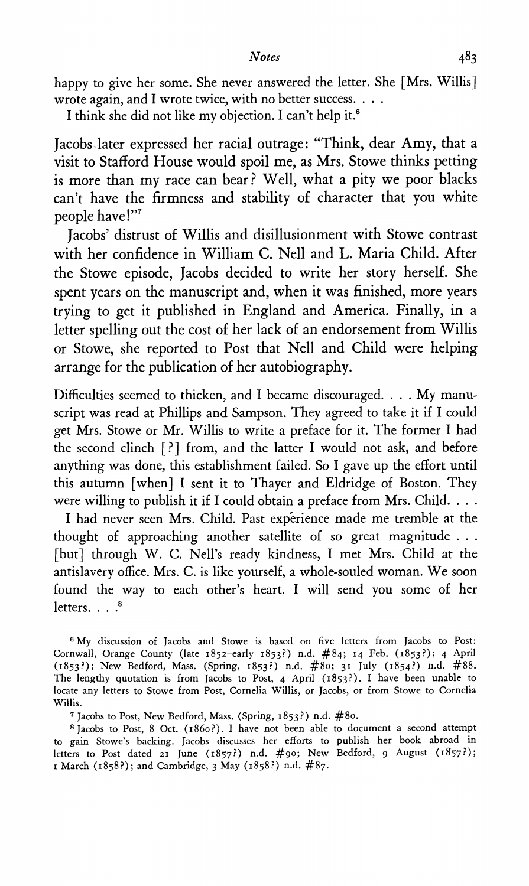happy to give her some. She never answered the letter. She [Mrs. Willis] wrote again, and I wrote twice, with no better success. . . .

I think she did not like my objection. I can't help it.[6]

Jacobs later expressed her racial outrage: "Think, dear Amy, that a visit to Stafford House would spoil me, as Mrs. Stowe thinks petting is more than my race can bear? Well, what a pity we poor blacks can't have the firmness and stability of character that you white people have!"[7]

Jacobs' distrust of Willis and disillusionment with Stowe contrast with her confidence in William C. Nell and L. Maria Child. After the Stowe episode, Jacobs decided to write her story herself. She spent years on the manuscript and, when it was finished, more years trying to get it published in England and America. Finally, in a letter spelling out the cost of her lack of an endorsement from Willis or Stowe, she reported to Post that Nell and Child were helping arrange for the publication of her autobiography.

Difficulties seemed to thicken, and I became discouraged. . . . My manuscript was read at Phillips and Sampson. They agreed to take it if I could get Mrs. Stowe or Mr. Willis to write a preface for it. The former I had the second clinch [?] from, and the latter I would not ask, and before anything was done, this establishment failed. So I gave up the effort until this autumn [when] I sent it to Thayer and Eldridge of Boston. They were willing to publish it if I could obtain a preface from Mrs. Child. . . .

I had never seen Mrs. Child. Past expérience made me tremble at the thought of approaching another satellite of so great magnitude . . . [but] through W. C. Nell's ready kindness, I met Mrs. Child at the antislavery office. Mrs. C. is like yourself, a whole-souled woman. We soon found the way to each other's heart. I will send you some of her letters. . . .[8]

[6] My discussion of Jacobs and Stowe is based on five letters from Jacobs to Post: Cornwall, Orange County (late 1852–early 1853?) n.d. #84; 14 Feb. (1853?); 4 April (1853?); New Bedford, Mass. (Spring, 1853?) n.d. #80; 31 July (1854?) n.d. #88. The lengthy quotation is from Jacobs to Post, 4 April (1853?). I have been unable to locate any letters to Stowe from Post, Cornelia Willis, or Jacobs, or from Stowe to Cornelia Willis.

[7] Jacobs to Post, New Bedford, Mass. (Spring, 1853?) n.d. #80.

[8] Jacobs to Post, 8 Oct. (1860?). I have not been able to document a second attempt to gain Stowe's backing. Jacobs discusses her efforts to publish her book abroad in letters to Post dated 21 June (1857?) n.d. #90; New Bedford, 9 August (1857?); 1 March (1858?); and Cambridge, 3 May (1858?) n.d. #87.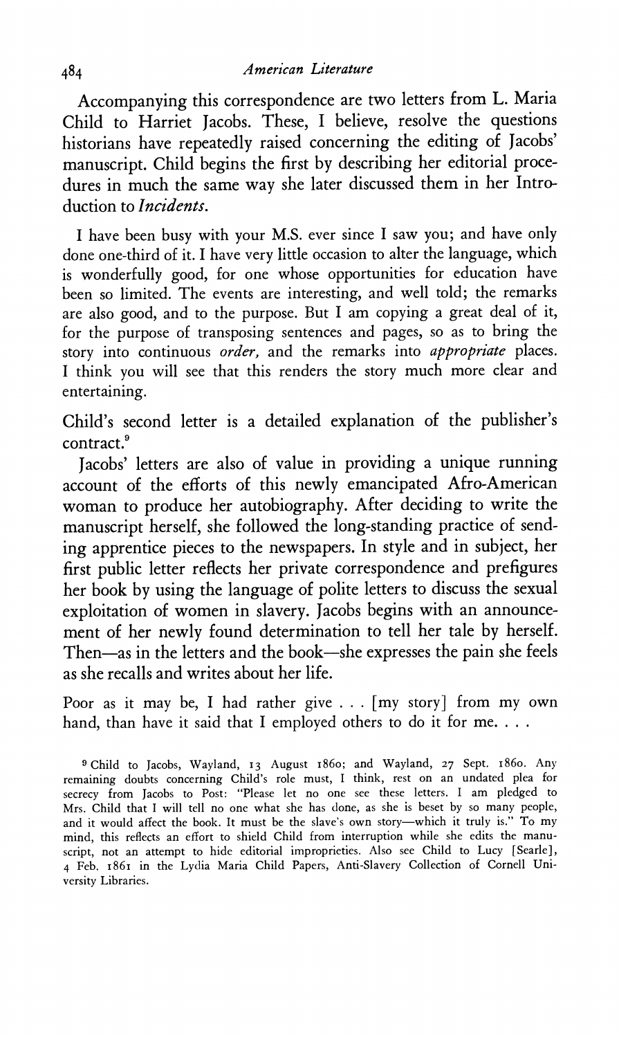Accompanying this correspondence are two letters from L. Maria Child to Harriet Jacobs. These, I believe, resolve the questions historians have repeatedly raised concerning the editing of Jacobs' manuscript. Child begins the first by describing her editorial procedures in much the same way she later discussed them in her Introduction to *Incidents.*

> I have been busy with your M.S. ever since I saw you; and have only done one-third of it. I have very little occasion to alter the language, which is wonderfully good, for one whose opportunities for education have been so limited. The events are interesting, and well told; the remarks are also good, and to the purpose. But I am copying a great deal of it, for the purpose of transposing sentences and pages, so as to bring the story into continuous *order,* and the remarks into *appropriate* places. I think you will see that this renders the story much more clear and entertaining.

Child's second letter is a detailed explanation of the publisher's contract.[9]

Jacobs' letters are also of value in providing a unique running account of the efforts of this newly emancipated Afro-American woman to produce her autobiography. After deciding to write the manuscript herself, she followed the long-standing practice of sending apprentice pieces to the newspapers. In style and in subject, her first public letter reflects her private correspondence and prefigures her book by using the language of polite letters to discuss the sexual exploitation of women in slavery. Jacobs begins with an announcement of her newly found determination to tell her tale by herself. Then—as in the letters and the book—she expresses the pain she feels as she recalls and writes about her life.

> Poor as it may be, I had rather give . . . [my story] from my own hand, than have it said that I employed others to do it for me. . . .

[9] Child to Jacobs, Wayland, 13 August 1860; and Wayland, 27 Sept. 1860. Any remaining doubts concerning Child's role must, I think, rest on an undated plea for secrecy from Jacobs to Post: "Please let no one see these letters. I am pledged to Mrs. Child that I will tell no one what she has done, as she is beset by so many people, and it would affect the book. It must be the slave's own story—which it truly is." To my mind, this reflects an effort to shield Child from interruption while she edits the manuscript, not an attempt to hide editorial improprieties. Also see Child to Lucy [Searle], 4 Feb. 1861 in the Lydia Maria Child Papers, Anti-Slavery Collection of Cornell University Libraries.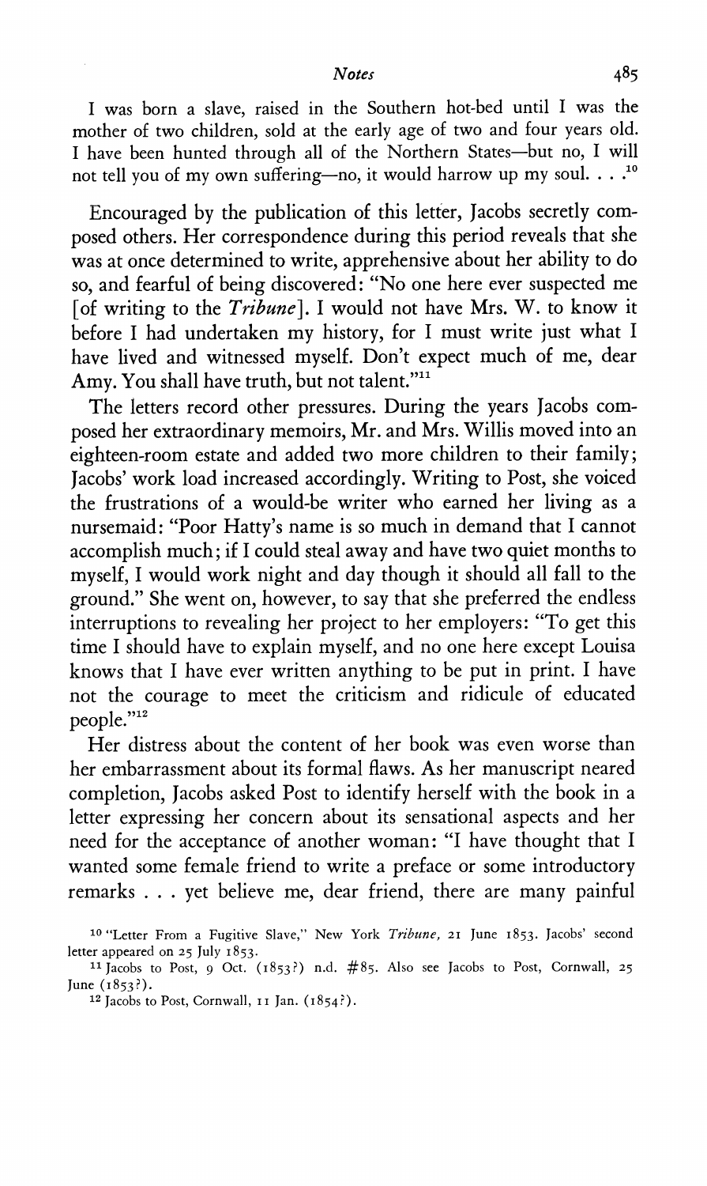I was born a slave, raised in the Southern hot-bed until I was the mother of two children, sold at the early age of two and four years old. I have been hunted through all of the Northern States—but no, I will not tell you of my own suffering—no, it would harrow up my soul. . . .[10]

Encouraged by the publication of this letter, Jacobs secretly composed others. Her correspondence during this period reveals that she was at once determined to write, apprehensive about her ability to do so, and fearful of being discovered: "No one here ever suspected me [of writing to the *Tribune*]. I would not have Mrs. W. to know it before I had undertaken my history, for I must write just what I have lived and witnessed myself. Don't expect much of me, dear Amy. You shall have truth, but not talent."[11]

The letters record other pressures. During the years Jacobs composed her extraordinary memoirs, Mr. and Mrs. Willis moved into an eighteen-room estate and added two more children to their family; Jacobs' work load increased accordingly. Writing to Post, she voiced the frustrations of a would-be writer who earned her living as a nursemaid: "Poor Hatty's name is so much in demand that I cannot accomplish much; if I could steal away and have two quiet months to myself, I would work night and day though it should all fall to the ground." She went on, however, to say that she preferred the endless interruptions to revealing her project to her employers: "To get this time I should have to explain myself, and no one here except Louisa knows that I have ever written anything to be put in print. I have not the courage to meet the criticism and ridicule of educated people."[12]

Her distress about the content of her book was even worse than her embarrassment about its formal flaws. As her manuscript neared completion, Jacobs asked Post to identify herself with the book in a letter expressing her concern about its sensational aspects and her need for the acceptance of another woman: "I have thought that I wanted some female friend to write a preface or some introductory remarks . . . yet believe me, dear friend, there are many painful

[10] "Letter From a Fugitive Slave," New York *Tribune*, 21 June 1853. Jacobs' second letter appeared on 25 July 1853.

[11] Jacobs to Post, 9 Oct. (1853?) n.d. #85. Also see Jacobs to Post, Cornwall, 25 June (1853?).

[12] Jacobs to Post, Cornwall, 11 Jan. (1854?).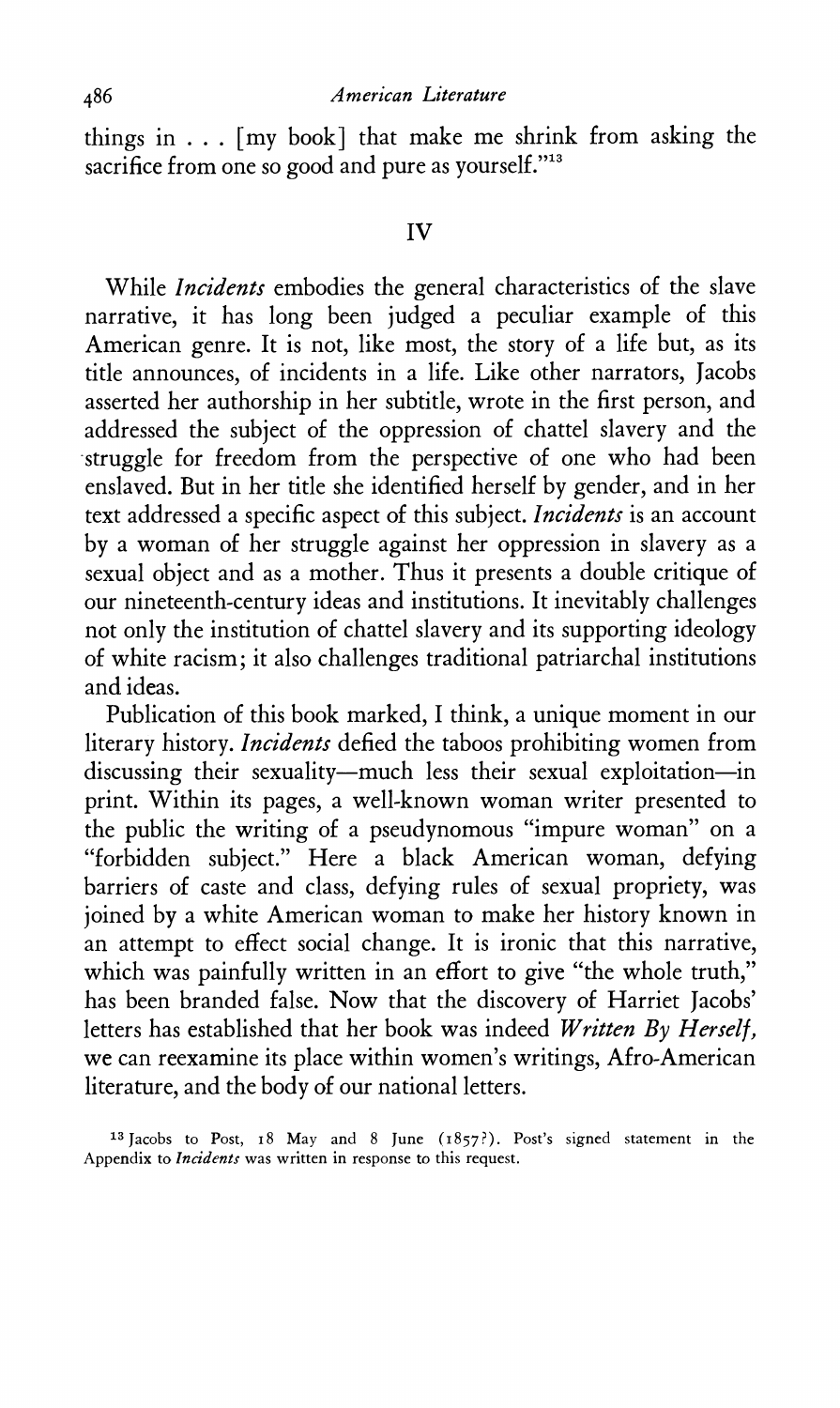things in . . . [my book] that make me shrink from asking the sacrifice from one so good and pure as yourself."[13]

## IV

While *Incidents* embodies the general characteristics of the slave narrative, it has long been judged a peculiar example of this American genre. It is not, like most, the story of a life but, as its title announces, of incidents in a life. Like other narrators, Jacobs asserted her authorship in her subtitle, wrote in the first person, and addressed the subject of the oppression of chattel slavery and the struggle for freedom from the perspective of one who had been enslaved. But in her title she identified herself by gender, and in her text addressed a specific aspect of this subject. *Incidents* is an account by a woman of her struggle against her oppression in slavery as a sexual object and as a mother. Thus it presents a double critique of our nineteenth-century ideas and institutions. It inevitably challenges not only the institution of chattel slavery and its supporting ideology of white racism; it also challenges traditional patriarchal institutions and ideas.

Publication of this book marked, I think, a unique moment in our literary history. *Incidents* defied the taboos prohibiting women from discussing their sexuality—much less their sexual exploitation—in print. Within its pages, a well-known woman writer presented to the public the writing of a pseudynomous "impure woman" on a "forbidden subject." Here a black American woman, defying barriers of caste and class, defying rules of sexual propriety, was joined by a white American woman to make her history known in an attempt to effect social change. It is ironic that this narrative, which was painfully written in an effort to give "the whole truth," has been branded false. Now that the discovery of Harriet Jacobs' letters has established that her book was indeed *Written By Herself*, we can reexamine its place within women's writings, Afro-American literature, and the body of our national letters.

[13] Jacobs to Post, 18 May and 8 June (1857?). Post's signed statement in the Appendix to *Incidents* was written in response to this request.